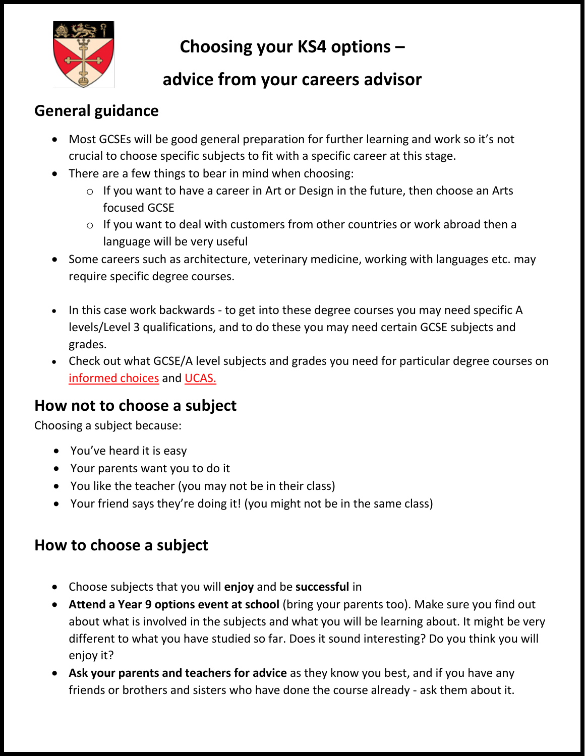# Choosing your KS4 options – advice from your careers advisor

## General guidance

- Most GCSEs will be good general preparation for further learning and work so it's not crucial to choose specific subjects to fit with a specific career at this stage.
- There are a few things to bear in mind when choosing:
  - If you want to have a career in Art or Design in the future, then choose an Arts focused GCSE
  - If you want to deal with customers from other countries or work abroad then a language will be very useful
- Some careers such as architecture, veterinary medicine, working with languages etc. may require specific degree courses.
- In this case work backwards - to get into these degree courses you may need specific A levels/Level 3 qualifications, and to do these you may need certain GCSE subjects and grades.
- Check out what GCSE/A level subjects and grades you need for particular degree courses on informed choices and UCAS.

## How not to choose a subject

Choosing a subject because:

- You've heard it is easy
- Your parents want you to do it
- You like the teacher (you may not be in their class)
- Your friend says they're doing it! (you might not be in the same class)

## How to choose a subject

- Choose subjects that you will **enjoy** and be **successful** in
- **Attend a Year 9 options event at school** (bring your parents too). Make sure you find out about what is involved in the subjects and what you will be learning about. It might be very different to what you have studied so far. Does it sound interesting? Do you think you will enjoy it?
- **Ask your parents and teachers for advice** as they know you best, and if you have any friends or brothers and sisters who have done the course already - ask them about it.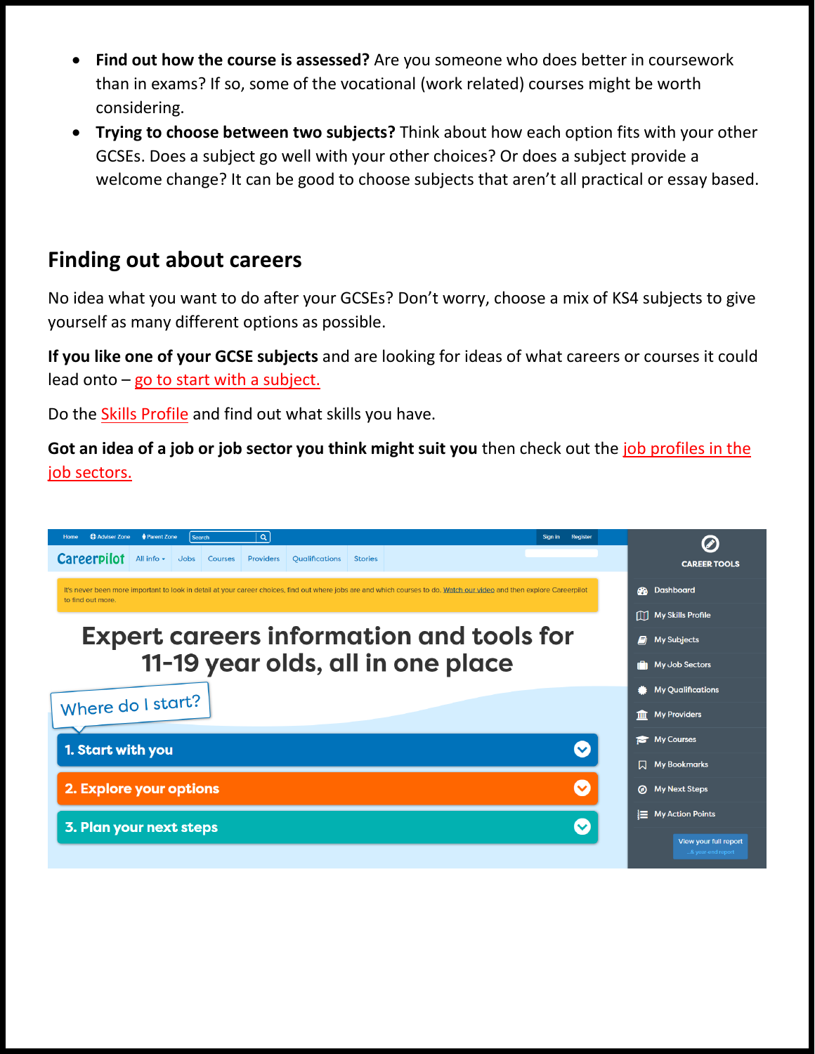- **Find out how the course is assessed?** Are you someone who does better in coursework than in exams? If so, some of the vocational (work related) courses might be worth considering.
- **Trying to choose between two subjects?** Think about how each option fits with your other GCSEs. Does a subject go well with your other choices? Or does a subject provide a welcome change? It can be good to choose subjects that aren't all practical or essay based.

## Finding out about careers

No idea what you want to do after your GCSEs? Don't worry, choose a mix of KS4 subjects to give yourself as many different options as possible.

**If you like one of your GCSE subjects** and are looking for ideas of what careers or courses it could lead onto – go to start with a subject.

Do the Skills Profile and find out what skills you have.

**Got an idea of a job or job sector you think might suit you** then check out the job profiles in the job sectors.